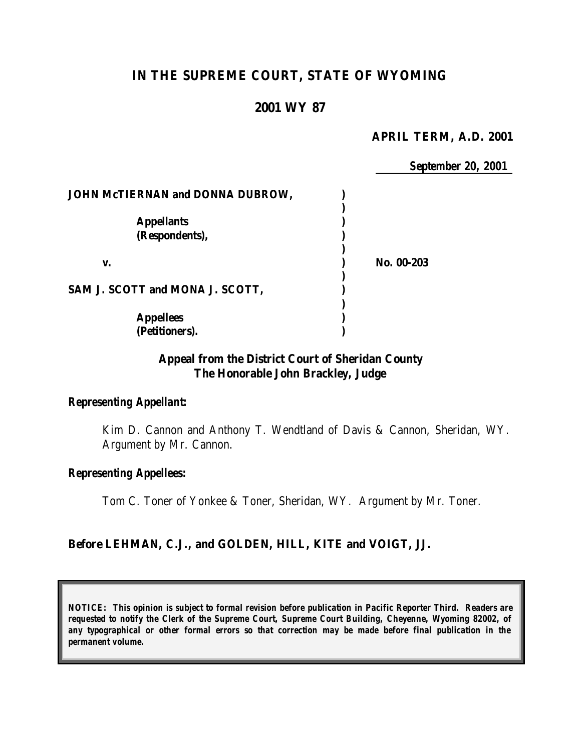# IN THE SUPREME COURT, STATE OF WYOMING

## 2001 WY 87

**APRIL TERM, A.D. 2001**

**September 20, 2001**

| | | |
|---|---|---|
| **JOHN McTIERNAN and DONNA DUBROW,** | **)** | |
| | **)** | |
| **Appellants** | **)** | |
| **(Respondents),** | **)** | |
| | **)** | |
| **v.** | **)** | **No. 00-203** |
| | **)** | |
| **SAM J. SCOTT and MONA J. SCOTT,** | **)** | |
| | **)** | |
| **Appellees** | **)** | |
| **(Petitioners).** | **)** | |

**Appeal from the District Court of Sheridan County**
**The Honorable John Brackley, Judge**

***Representing Appellant:***

Kim D. Cannon and Anthony T. Wendtland of Davis & Cannon, Sheridan, WY. Argument by Mr. Cannon.

***Representing Appellees:***

Tom C. Toner of Yonkee & Toner, Sheridan, WY. Argument by Mr. Toner.

**Before LEHMAN, C.J., and GOLDEN, HILL, KITE and VOIGT, JJ.**

***NOTICE: This opinion is subject to formal revision before publication in Pacific Reporter Third. Readers are requested to notify the Clerk of the Supreme Court, Supreme Court Building, Cheyenne, Wyoming 82002, of any typographical or other formal errors so that correction may be made before final publication in the permanent volume.***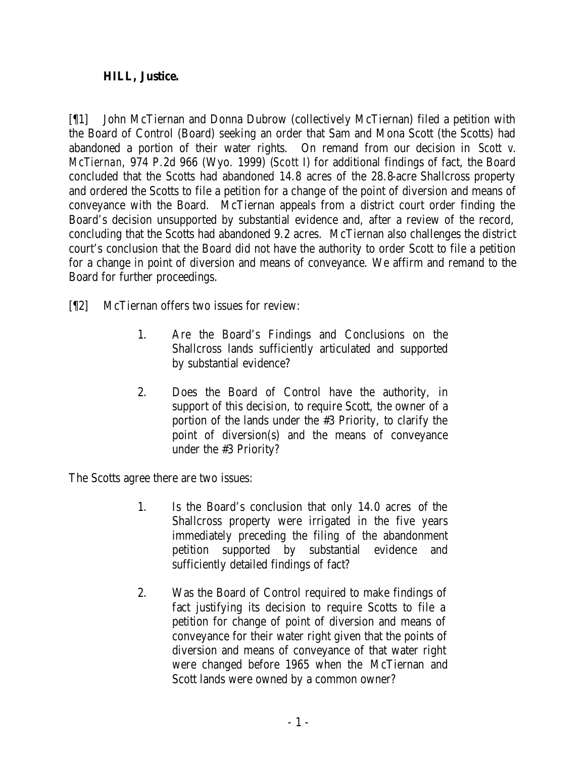**HILL, Justice.**

[¶1] John McTiernan and Donna Dubrow (collectively McTiernan) filed a petition with the Board of Control (Board) seeking an order that Sam and Mona Scott (the Scotts) had abandoned a portion of their water rights. On remand from our decision in *Scott v. McTiernan*, 974 P.2d 966 (Wyo. 1999) (*Scott I*) for additional findings of fact, the Board concluded that the Scotts had abandoned 14.8 acres of the 28.8-acre Shallcross property and ordered the Scotts to file a petition for a change of the point of diversion and means of conveyance with the Board. McTiernan appeals from a district court order finding the Board's decision unsupported by substantial evidence and, after a review of the record, concluding that the Scotts had abandoned 9.2 acres. McTiernan also challenges the district court's conclusion that the Board did not have the authority to order Scott to file a petition for a change in point of diversion and means of conveyance. We affirm and remand to the Board for further proceedings.

[¶2] McTiernan offers two issues for review:

> 1. Are the Board's Findings and Conclusions on the Shallcross lands sufficiently articulated and supported by substantial evidence?
>
> 2. Does the Board of Control have the authority, in support of this decision, to require Scott, the owner of a portion of the lands under the #3 Priority, to clarify the point of diversion(s) and the means of conveyance under the #3 Priority?

The Scotts agree there are two issues:

> 1. Is the Board's conclusion that only 14.0 acres of the Shallcross property were irrigated in the five years immediately preceding the filing of the abandonment petition supported by substantial evidence and sufficiently detailed findings of fact?
>
> 2. Was the Board of Control required to make findings of fact justifying its decision to require Scotts to file a petition for change of point of diversion and means of conveyance for their water right given that the points of diversion and means of conveyance of that water right were changed before 1965 when the McTiernan and Scott lands were owned by a common owner?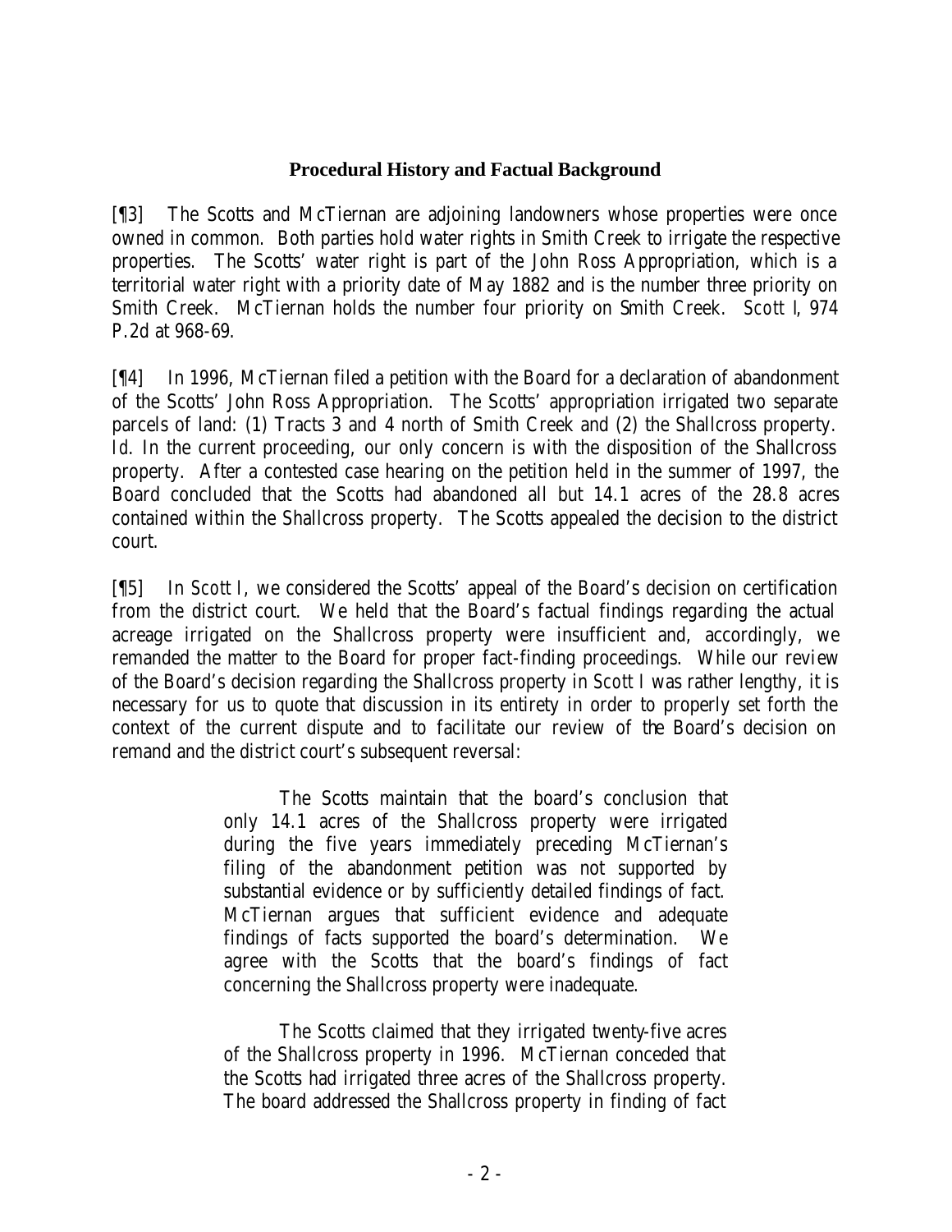## Procedural History and Factual Background

[¶3] The Scotts and McTiernan are adjoining landowners whose properties were once owned in common. Both parties hold water rights in Smith Creek to irrigate the respective properties. The Scotts' water right is part of the John Ross Appropriation, which is a territorial water right with a priority date of May 1882 and is the number three priority on Smith Creek. McTiernan holds the number four priority on Smith Creek. *Scott I*, 974 P.2d at 968-69.

[¶4] In 1996, McTiernan filed a petition with the Board for a declaration of abandonment of the Scotts' John Ross Appropriation. The Scotts' appropriation irrigated two separate parcels of land: (1) Tracts 3 and 4 north of Smith Creek and (2) the Shallcross property. *Id*. In the current proceeding, our only concern is with the disposition of the Shallcross property. After a contested case hearing on the petition held in the summer of 1997, the Board concluded that the Scotts had abandoned all but 14.1 acres of the 28.8 acres contained within the Shallcross property. The Scotts appealed the decision to the district court.

[¶5] In *Scott I*, we considered the Scotts' appeal of the Board's decision on certification from the district court. We held that the Board's factual findings regarding the actual acreage irrigated on the Shallcross property were insufficient and, accordingly, we remanded the matter to the Board for proper fact-finding proceedings. While our review of the Board's decision regarding the Shallcross property in *Scott I* was rather lengthy, it is necessary for us to quote that discussion in its entirety in order to properly set forth the context of the current dispute and to facilitate our review of the Board's decision on remand and the district court's subsequent reversal:

> The Scotts maintain that the board's conclusion that only 14.1 acres of the Shallcross property were irrigated during the five years immediately preceding McTiernan's filing of the abandonment petition was not supported by substantial evidence or by sufficiently detailed findings of fact. McTiernan argues that sufficient evidence and adequate findings of facts supported the board's determination. We agree with the Scotts that the board's findings of fact concerning the Shallcross property were inadequate.
>
> The Scotts claimed that they irrigated twenty-five acres of the Shallcross property in 1996. McTiernan conceded that the Scotts had irrigated three acres of the Shallcross property. The board addressed the Shallcross property in finding of fact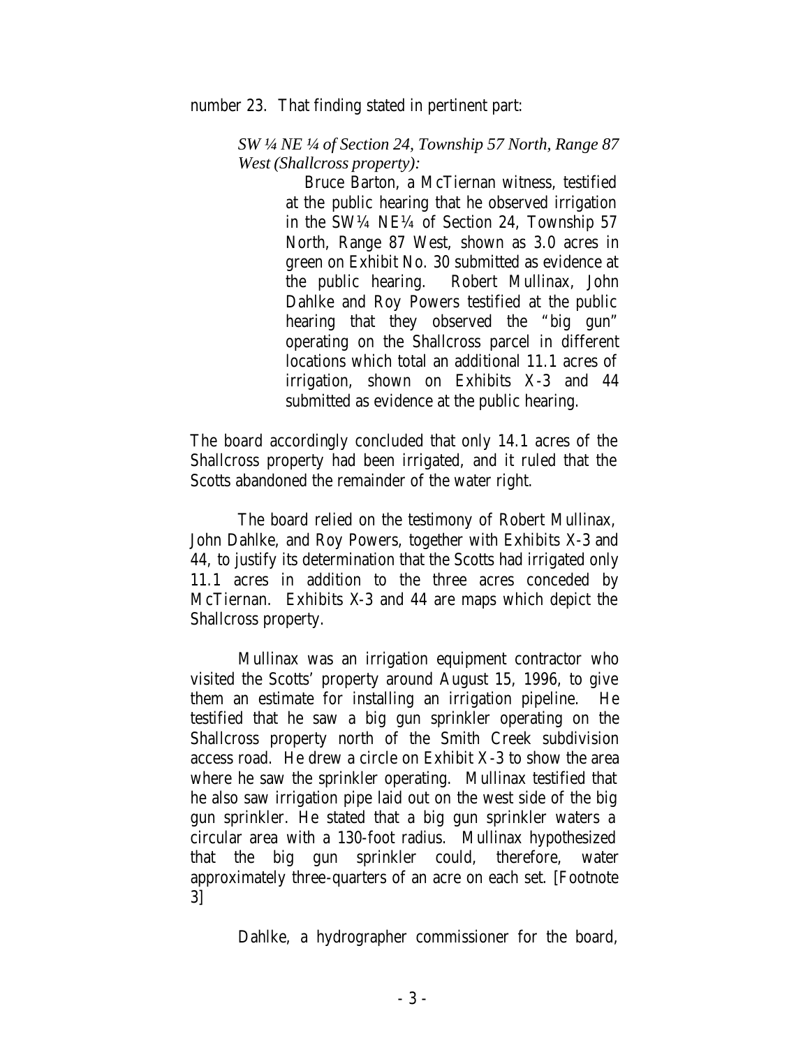number 23. That finding stated in pertinent part:

> *SW ¼ NE ¼ of Section 24, Township 57 North, Range 87 West (Shallcross property):*
>
> Bruce Barton, a McTiernan witness, testified at the public hearing that he observed irrigation in the SW¼ NE¼ of Section 24, Township 57 North, Range 87 West, shown as 3.0 acres in green on Exhibit No. 30 submitted as evidence at the public hearing. Robert Mullinax, John Dahlke and Roy Powers testified at the public hearing that they observed the "big gun" operating on the Shallcross parcel in different locations which total an additional 11.1 acres of irrigation, shown on Exhibits X-3 and 44 submitted as evidence at the public hearing.

The board accordingly concluded that only 14.1 acres of the Shallcross property had been irrigated, and it ruled that the Scotts abandoned the remainder of the water right.

The board relied on the testimony of Robert Mullinax, John Dahlke, and Roy Powers, together with Exhibits X-3 and 44, to justify its determination that the Scotts had irrigated only 11.1 acres in addition to the three acres conceded by McTiernan. Exhibits X-3 and 44 are maps which depict the Shallcross property.

Mullinax was an irrigation equipment contractor who visited the Scotts' property around August 15, 1996, to give them an estimate for installing an irrigation pipeline. He testified that he saw a big gun sprinkler operating on the Shallcross property north of the Smith Creek subdivision access road. He drew a circle on Exhibit X-3 to show the area where he saw the sprinkler operating. Mullinax testified that he also saw irrigation pipe laid out on the west side of the big gun sprinkler. He stated that a big gun sprinkler waters a circular area with a 130-foot radius. Mullinax hypothesized that the big gun sprinkler could, therefore, water approximately three-quarters of an acre on each set. [Footnote 3]

Dahlke, a hydrographer commissioner for the board,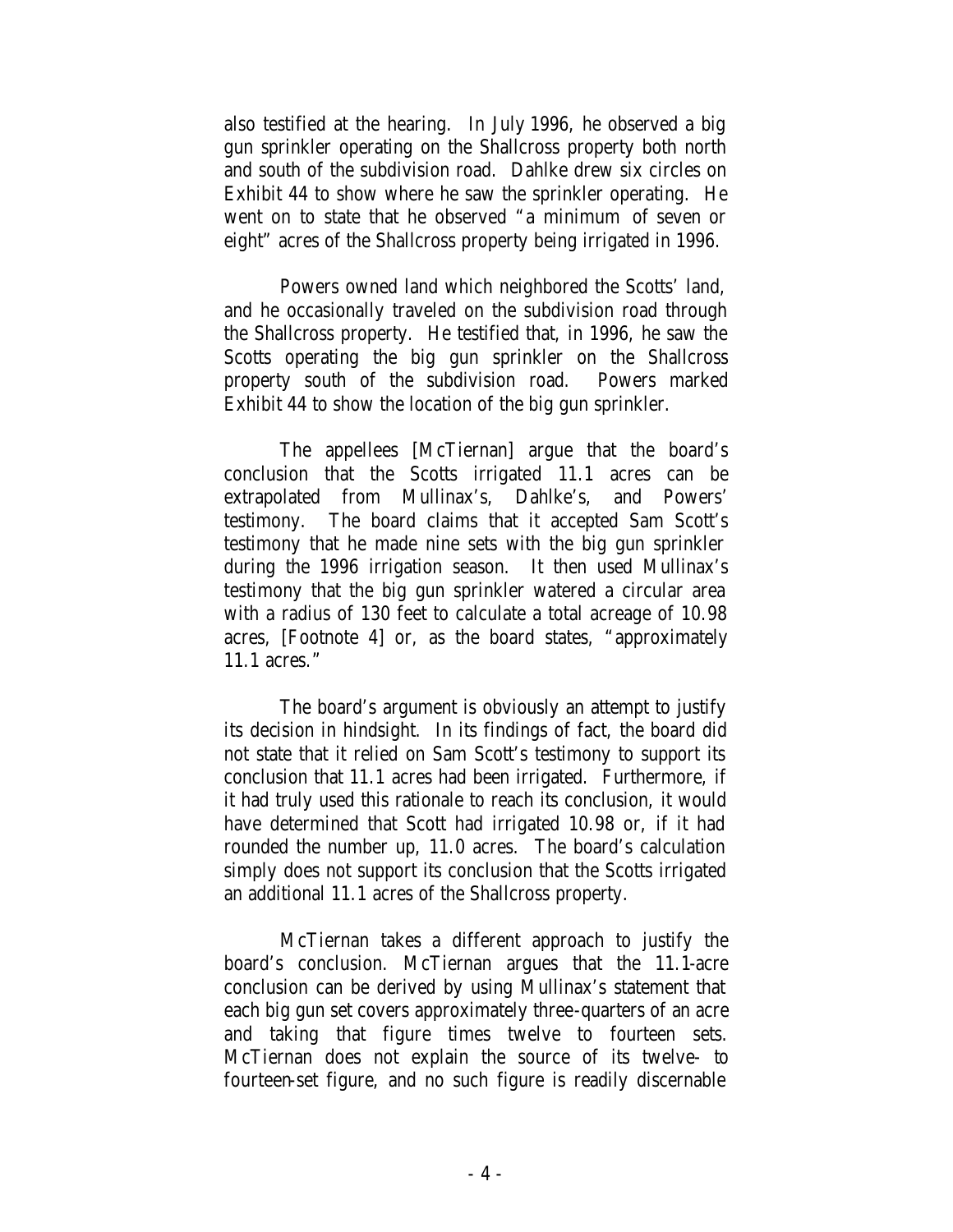also testified at the hearing. In July 1996, he observed a big gun sprinkler operating on the Shallcross property both north and south of the subdivision road. Dahlke drew six circles on Exhibit 44 to show where he saw the sprinkler operating. He went on to state that he observed "a minimum of seven or eight" acres of the Shallcross property being irrigated in 1996.

Powers owned land which neighbored the Scotts' land, and he occasionally traveled on the subdivision road through the Shallcross property. He testified that, in 1996, he saw the Scotts operating the big gun sprinkler on the Shallcross property south of the subdivision road. Powers marked Exhibit 44 to show the location of the big gun sprinkler.

The appellees [McTiernan] argue that the board's conclusion that the Scotts irrigated 11.1 acres can be extrapolated from Mullinax's, Dahlke's, and Powers' testimony. The board claims that it accepted Sam Scott's testimony that he made nine sets with the big gun sprinkler during the 1996 irrigation season. It then used Mullinax's testimony that the big gun sprinkler watered a circular area with a radius of 130 feet to calculate a total acreage of 10.98 acres, [Footnote 4] or, as the board states, "approximately 11.1 acres."

The board's argument is obviously an attempt to justify its decision in hindsight. In its findings of fact, the board did not state that it relied on Sam Scott's testimony to support its conclusion that 11.1 acres had been irrigated. Furthermore, if it had truly used this rationale to reach its conclusion, it would have determined that Scott had irrigated 10.98 or, if it had rounded the number up, 11.0 acres. The board's calculation simply does not support its conclusion that the Scotts irrigated an additional 11.1 acres of the Shallcross property.

McTiernan takes a different approach to justify the board's conclusion. McTiernan argues that the 11.1-acre conclusion can be derived by using Mullinax's statement that each big gun set covers approximately three-quarters of an acre and taking that figure times twelve to fourteen sets. McTiernan does not explain the source of its twelve- to fourteen-set figure, and no such figure is readily discernable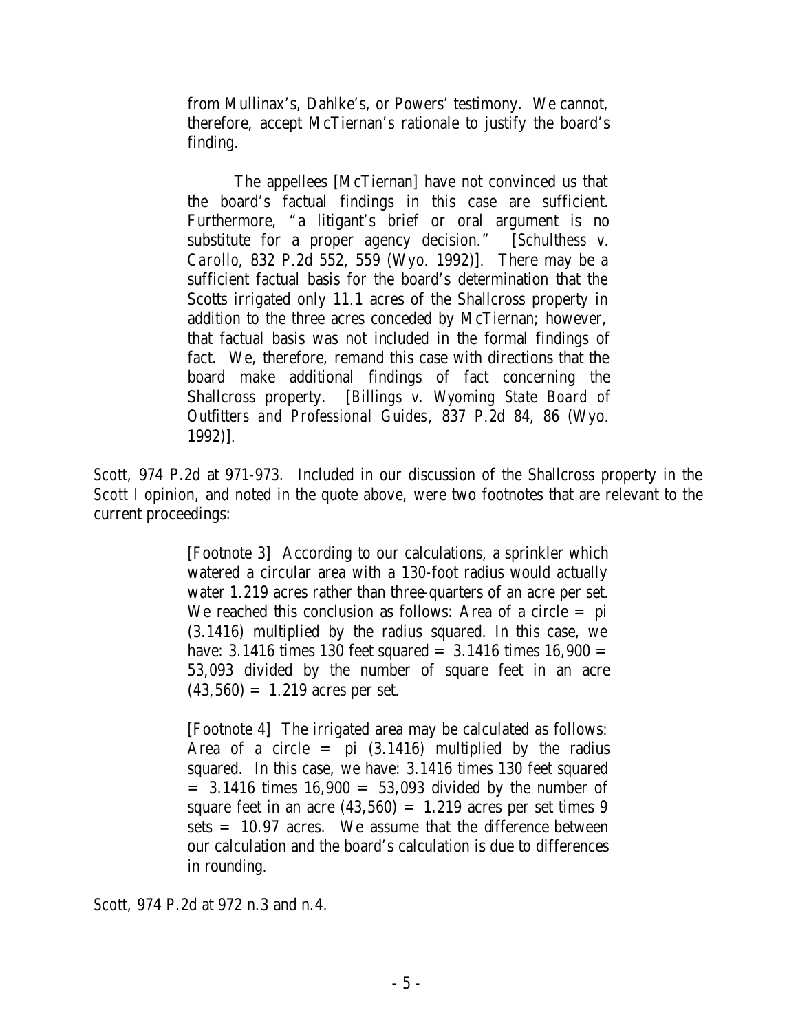> from Mullinax's, Dahlke's, or Powers' testimony. We cannot, therefore, accept McTiernan's rationale to justify the board's finding.
>
> The appellees [McTiernan] have not convinced us that the board's factual findings in this case are sufficient. Furthermore, "a litigant's brief or oral argument is no substitute for a proper agency decision." [*Schulthess v. Carollo*, 832 P.2d 552, 559 (Wyo. 1992)]. There may be a sufficient factual basis for the board's determination that the Scotts irrigated only 11.1 acres of the Shallcross property in addition to the three acres conceded by McTiernan; however, that factual basis was not included in the formal findings of fact. We, therefore, remand this case with directions that the board make additional findings of fact concerning the Shallcross property. [*Billings v. Wyoming State Board of Outfitters and Professional Guides*, 837 P.2d 84, 86 (Wyo. 1992)].

*Scott*, 974 P.2d at 971-973. Included in our discussion of the Shallcross property in the *Scott I* opinion, and noted in the quote above, were two footnotes that are relevant to the current proceedings:

> [Footnote 3] According to our calculations, a sprinkler which watered a circular area with a 130-foot radius would actually water 1.219 acres rather than three-quarters of an acre per set. We reached this conclusion as follows: Area of a circle = pi (3.1416) multiplied by the radius squared. In this case, we have: 3.1416 times 130 feet squared = 3.1416 times 16,900 = 53,093 divided by the number of square feet in an acre (43,560) = 1.219 acres per set.
>
> [Footnote 4] The irrigated area may be calculated as follows: Area of a circle = pi (3.1416) multiplied by the radius squared. In this case, we have: 3.1416 times 130 feet squared = 3.1416 times 16,900 = 53,093 divided by the number of square feet in an acre (43,560) = 1.219 acres per set times 9 sets = 10.97 acres. We assume that the difference between our calculation and the board's calculation is due to differences in rounding.

*Scott*, 974 P.2d at 972 n.3 and n.4.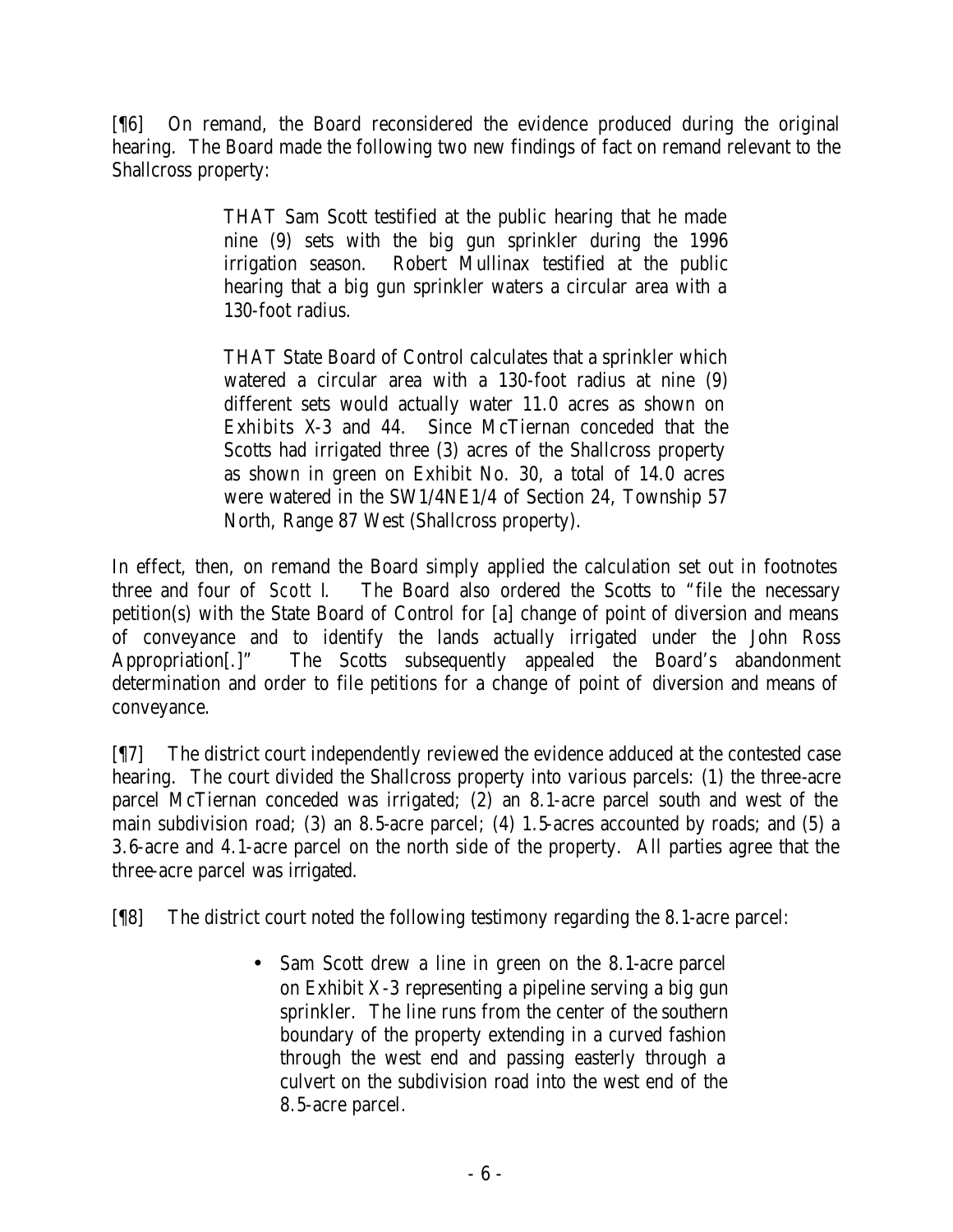[¶6] On remand, the Board reconsidered the evidence produced during the original hearing. The Board made the following two new findings of fact on remand relevant to the Shallcross property:

> THAT Sam Scott testified at the public hearing that he made nine (9) sets with the big gun sprinkler during the 1996 irrigation season. Robert Mullinax testified at the public hearing that a big gun sprinkler waters a circular area with a 130-foot radius.
>
> THAT State Board of Control calculates that a sprinkler which watered a circular area with a 130-foot radius at nine (9) different sets would actually water 11.0 acres as shown on Exhibits X-3 and 44. Since McTiernan conceded that the Scotts had irrigated three (3) acres of the Shallcross property as shown in green on Exhibit No. 30, a total of 14.0 acres were watered in the SW1/4NE1/4 of Section 24, Township 57 North, Range 87 West (Shallcross property).

In effect, then, on remand the Board simply applied the calculation set out in footnotes three and four of *Scott I*. The Board also ordered the Scotts to "file the necessary petition(s) with the State Board of Control for [a] change of point of diversion and means of conveyance and to identify the lands actually irrigated under the John Ross Appropriation[.]" The Scotts subsequently appealed the Board's abandonment determination and order to file petitions for a change of point of diversion and means of conveyance.

[¶7] The district court independently reviewed the evidence adduced at the contested case hearing. The court divided the Shallcross property into various parcels: (1) the three-acre parcel McTiernan conceded was irrigated; (2) an 8.1-acre parcel south and west of the main subdivision road; (3) an 8.5-acre parcel; (4) 1.5-acres accounted by roads; and (5) a 3.6-acre and 4.1-acre parcel on the north side of the property. All parties agree that the three-acre parcel was irrigated.

[¶8] The district court noted the following testimony regarding the 8.1-acre parcel:

> - Sam Scott drew a line in green on the 8.1-acre parcel on Exhibit X-3 representing a pipeline serving a big gun sprinkler. The line runs from the center of the southern boundary of the property extending in a curved fashion through the west end and passing easterly through a culvert on the subdivision road into the west end of the 8.5-acre parcel.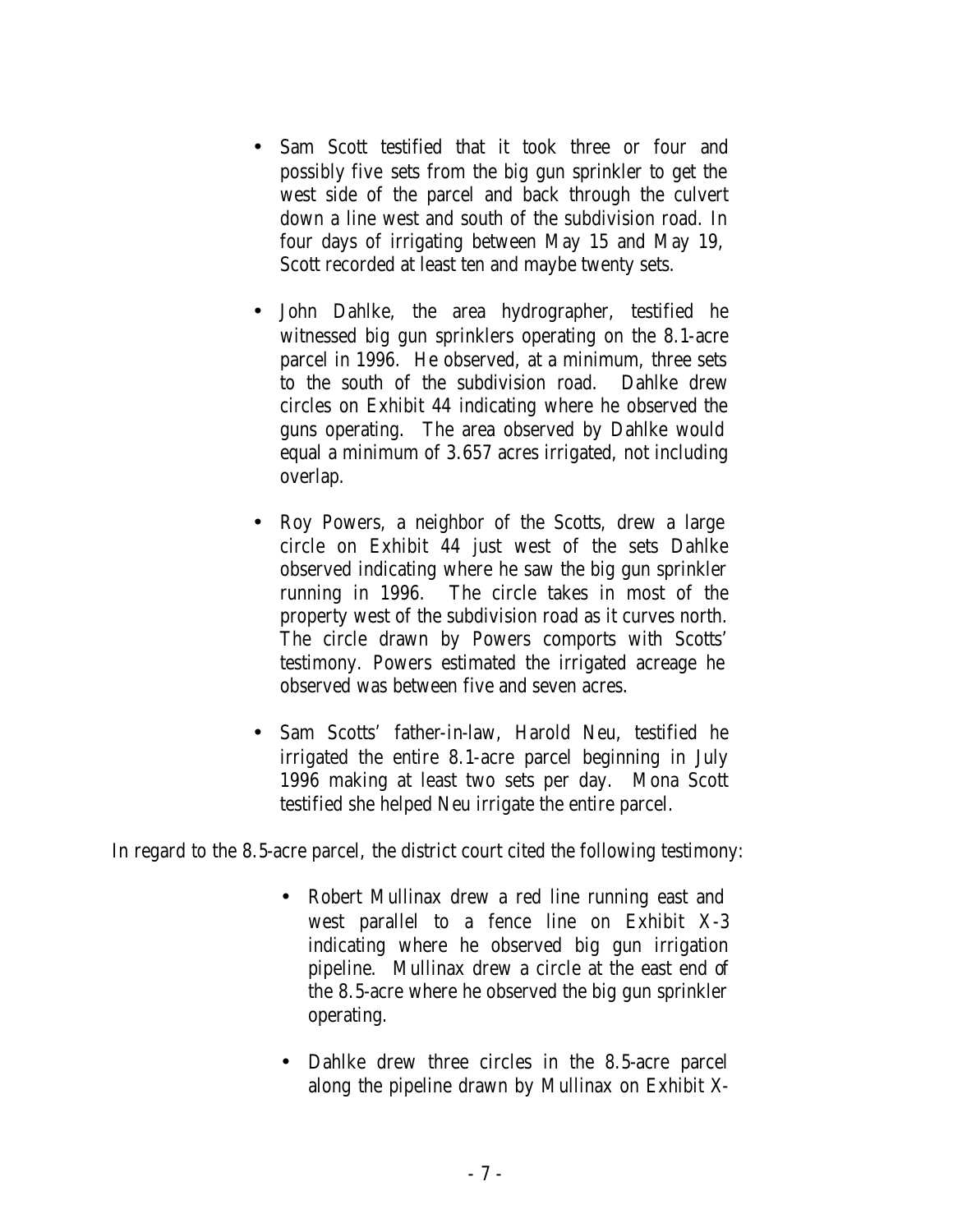- Sam Scott testified that it took three or four and possibly five sets from the big gun sprinkler to get the west side of the parcel and back through the culvert down a line west and south of the subdivision road. In four days of irrigating between May 15 and May 19, Scott recorded at least ten and maybe twenty sets.

- John Dahlke, the area hydrographer, testified he witnessed big gun sprinklers operating on the 8.1-acre parcel in 1996. He observed, at a minimum, three sets to the south of the subdivision road. Dahlke drew circles on Exhibit 44 indicating where he observed the guns operating. The area observed by Dahlke would equal a minimum of 3.657 acres irrigated, not including overlap.

- Roy Powers, a neighbor of the Scotts, drew a large circle on Exhibit 44 just west of the sets Dahlke observed indicating where he saw the big gun sprinkler running in 1996. The circle takes in most of the property west of the subdivision road as it curves north. The circle drawn by Powers comports with Scotts' testimony. Powers estimated the irrigated acreage he observed was between five and seven acres.

- Sam Scotts' father-in-law, Harold Neu, testified he irrigated the entire 8.1-acre parcel beginning in July 1996 making at least two sets per day. Mona Scott testified she helped Neu irrigate the entire parcel.

In regard to the 8.5-acre parcel, the district court cited the following testimony:

- Robert Mullinax drew a red line running east and west parallel to a fence line on Exhibit X-3 indicating where he observed big gun irrigation pipeline. Mullinax drew a circle at the east end of the 8.5-acre where he observed the big gun sprinkler operating.

- Dahlke drew three circles in the 8.5-acre parcel along the pipeline drawn by Mullinax on Exhibit X-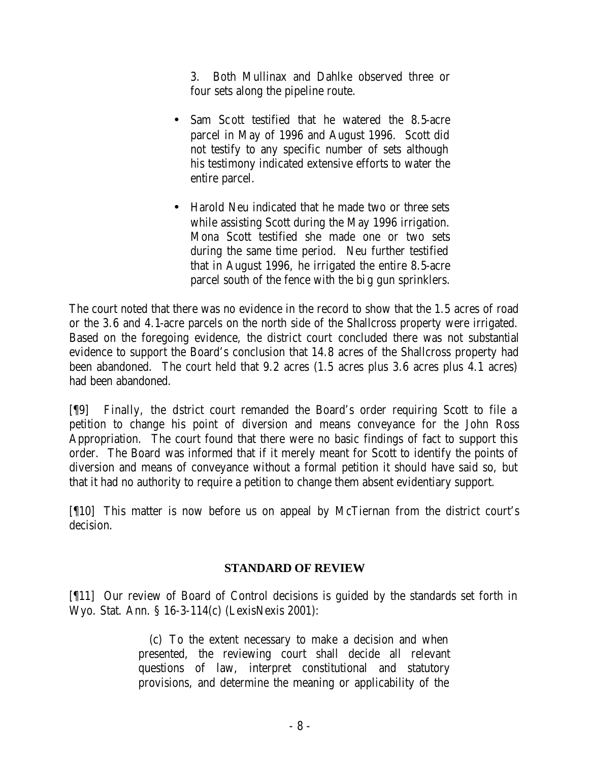3. Both Mullinax and Dahlke observed three or four sets along the pipeline route.

- Sam Scott testified that he watered the 8.5-acre parcel in May of 1996 and August 1996. Scott did not testify to any specific number of sets although his testimony indicated extensive efforts to water the entire parcel.

- Harold Neu indicated that he made two or three sets while assisting Scott during the May 1996 irrigation. Mona Scott testified she made one or two sets during the same time period. Neu further testified that in August 1996, he irrigated the entire 8.5-acre parcel south of the fence with the big gun sprinklers.

The court noted that there was no evidence in the record to show that the 1.5 acres of road or the 3.6 and 4.1-acre parcels on the north side of the Shallcross property were irrigated. Based on the foregoing evidence, the district court concluded there was not substantial evidence to support the Board's conclusion that 14.8 acres of the Shallcross property had been abandoned. The court held that 9.2 acres (1.5 acres plus 3.6 acres plus 4.1 acres) had been abandoned.

[¶9] Finally, the dstrict court remanded the Board's order requiring Scott to file a petition to change his point of diversion and means conveyance for the John Ross Appropriation. The court found that there were no basic findings of fact to support this order. The Board was informed that if it merely meant for Scott to identify the points of diversion and means of conveyance without a formal petition it should have said so, but that it had no authority to require a petition to change them absent evidentiary support.

[¶10] This matter is now before us on appeal by McTiernan from the district court's decision.

## STANDARD OF REVIEW

[¶11] Our review of Board of Control decisions is guided by the standards set forth in Wyo. Stat. Ann. § 16-3-114(c) (LexisNexis 2001):

> (c) To the extent necessary to make a decision and when presented, the reviewing court shall decide all relevant questions of law, interpret constitutional and statutory provisions, and determine the meaning or applicability of the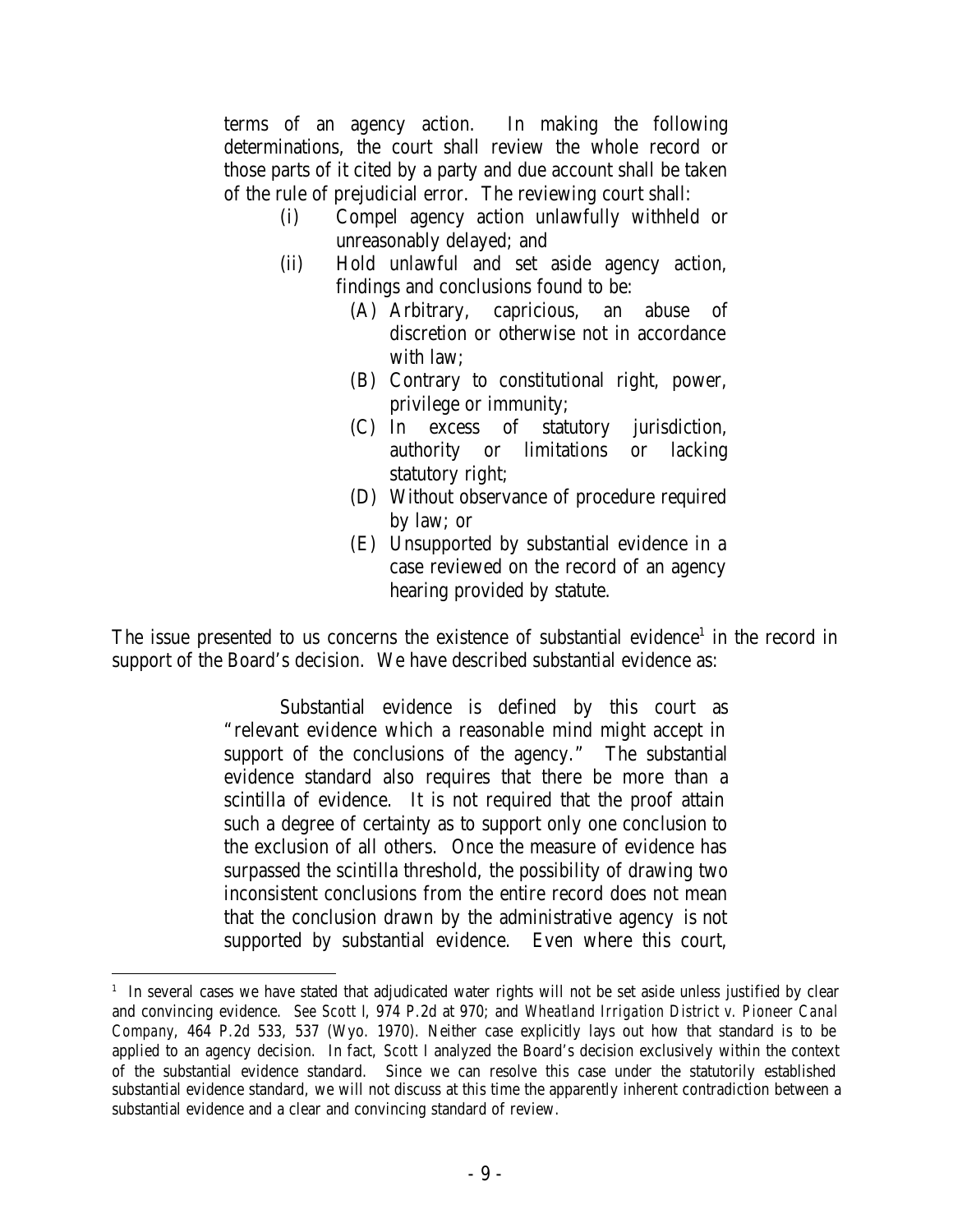terms of an agency action. In making the following determinations, the court shall review the whole record or those parts of it cited by a party and due account shall be taken of the rule of prejudicial error. The reviewing court shall:

> (i) Compel agency action unlawfully withheld or unreasonably delayed; and
>
> (ii) Hold unlawful and set aside agency action, findings and conclusions found to be:
>
> > (A) Arbitrary, capricious, an abuse of discretion or otherwise not in accordance with law;
> >
> > (B) Contrary to constitutional right, power, privilege or immunity;
> >
> > (C) In excess of statutory jurisdiction, authority or limitations or lacking statutory right;
> >
> > (D) Without observance of procedure required by law; or
> >
> > (E) Unsupported by substantial evidence in a case reviewed on the record of an agency hearing provided by statute.

The issue presented to us concerns the existence of substantial evidence[1] in the record in support of the Board's decision. We have described substantial evidence as:

> Substantial evidence is defined by this court as "relevant evidence which a reasonable mind might accept in support of the conclusions of the agency." The substantial evidence standard also requires that there be more than a scintilla of evidence. It is not required that the proof attain such a degree of certainty as to support only one conclusion to the exclusion of all others. Once the measure of evidence has surpassed the scintilla threshold, the possibility of drawing two inconsistent conclusions from the entire record does not mean that the conclusion drawn by the administrative agency is not supported by substantial evidence. Even where this court,

---

[1] In several cases we have stated that adjudicated water rights will not be set aside unless justified by clear and convincing evidence. *See Scott I*, 974 P.2d at 970; and *Wheatland Irrigation District v. Pioneer Canal Company*, 464 P.2d 533, 537 (Wyo. 1970). Neither case explicitly lays out how that standard is to be applied to an agency decision. In fact, *Scott I* analyzed the Board's decision exclusively within the context of the substantial evidence standard. Since we can resolve this case under the statutorily established substantial evidence standard, we will not discuss at this time the apparently inherent contradiction between a substantial evidence and a clear and convincing standard of review.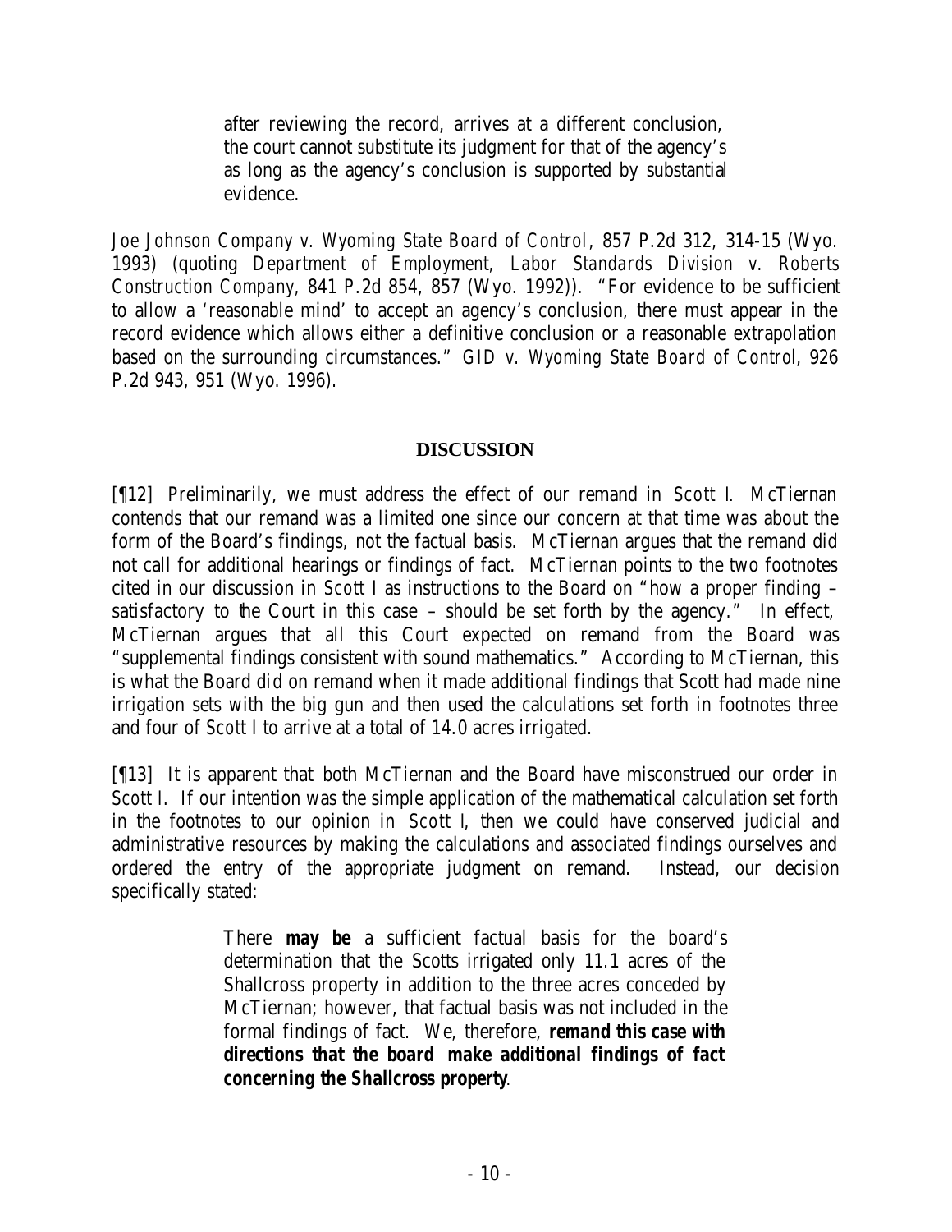> after reviewing the record, arrives at a different conclusion, the court cannot substitute its judgment for that of the agency's as long as the agency's conclusion is supported by substantial evidence.

*Joe Johnson Company v. Wyoming State Board of Control*, 857 P.2d 312, 314-15 (Wyo. 1993) (quoting *Department of Employment, Labor Standards Division v. Roberts Construction Company*, 841 P.2d 854, 857 (Wyo. 1992)). "For evidence to be sufficient to allow a 'reasonable mind' to accept an agency's conclusion, there must appear in the record evidence which allows either a definitive conclusion or a reasonable extrapolation based on the surrounding circumstances." *GID v. Wyoming State Board of Control*, 926 P.2d 943, 951 (Wyo. 1996).

## DISCUSSION

[¶12] Preliminarily, we must address the effect of our remand in *Scott I*. McTiernan contends that our remand was a limited one since our concern at that time was about the form of the Board's findings, not the factual basis. McTiernan argues that the remand did not call for additional hearings or findings of fact. McTiernan points to the two footnotes cited in our discussion in *Scott I* as instructions to the Board on "how a proper finding – satisfactory to the Court in this case – should be set forth by the agency." In effect, McTiernan argues that all this Court expected on remand from the Board was "supplemental findings consistent with sound mathematics." According to McTiernan, this is what the Board did on remand when it made additional findings that Scott had made nine irrigation sets with the big gun and then used the calculations set forth in footnotes three and four of *Scott I* to arrive at a total of 14.0 acres irrigated.

[¶13] It is apparent that both McTiernan and the Board have misconstrued our order in *Scott I*. If our intention was the simple application of the mathematical calculation set forth in the footnotes to our opinion in *Scott I*, then we could have conserved judicial and administrative resources by making the calculations and associated findings ourselves and ordered the entry of the appropriate judgment on remand. Instead, our decision specifically stated:

> There **may be** a sufficient factual basis for the board's determination that the Scotts irrigated only 11.1 acres of the Shallcross property in addition to the three acres conceded by McTiernan; however, that factual basis was not included in the formal findings of fact. We, therefore, **remand this case with directions that the board make additional findings of fact concerning the Shallcross property**.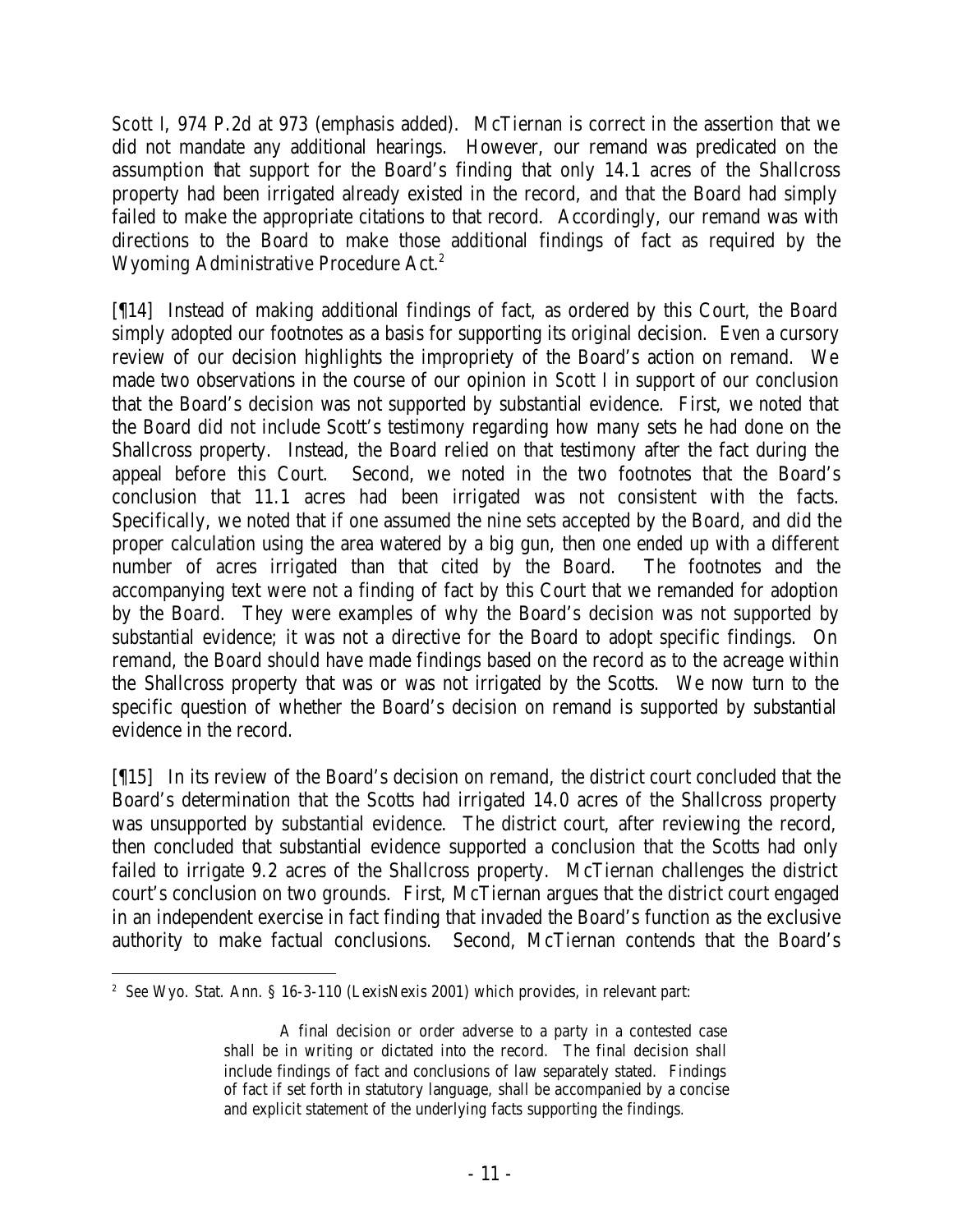*Scott I*, 974 P.2d at 973 (emphasis added). McTiernan is correct in the assertion that we did not mandate any additional hearings. However, our remand was predicated on the assumption that support for the Board's finding that only 14.1 acres of the Shallcross property had been irrigated already existed in the record, and that the Board had simply failed to make the appropriate citations to that record. Accordingly, our remand was with directions to the Board to make those additional findings of fact as required by the Wyoming Administrative Procedure Act.[2]

[¶14] Instead of making additional findings of fact, as ordered by this Court, the Board simply adopted our footnotes as a basis for supporting its original decision. Even a cursory review of our decision highlights the impropriety of the Board's action on remand. We made two observations in the course of our opinion in *Scott I* in support of our conclusion that the Board's decision was not supported by substantial evidence. First, we noted that the Board did not include Scott's testimony regarding how many sets he had done on the Shallcross property. Instead, the Board relied on that testimony after the fact during the appeal before this Court. Second, we noted in the two footnotes that the Board's conclusion that 11.1 acres had been irrigated was not consistent with the facts. Specifically, we noted that if one assumed the nine sets accepted by the Board, and did the proper calculation using the area watered by a big gun, then one ended up with a different number of acres irrigated than that cited by the Board. The footnotes and the accompanying text were not a finding of fact by this Court that we remanded for adoption by the Board. They were examples of why the Board's decision was not supported by substantial evidence; it was not a directive for the Board to adopt specific findings. On remand, the Board should have made findings based on the record as to the acreage within the Shallcross property that was or was not irrigated by the Scotts. We now turn to the specific question of whether the Board's decision on remand is supported by substantial evidence in the record.

[¶15] In its review of the Board's decision on remand, the district court concluded that the Board's determination that the Scotts had irrigated 14.0 acres of the Shallcross property was unsupported by substantial evidence. The district court, after reviewing the record, then concluded that substantial evidence supported a conclusion that the Scotts had only failed to irrigate 9.2 acres of the Shallcross property. McTiernan challenges the district court's conclusion on two grounds. First, McTiernan argues that the district court engaged in an independent exercise in fact finding that invaded the Board's function as the exclusive authority to make factual conclusions. Second, McTiernan contends that the Board's

---

[2] *See* Wyo. Stat. Ann. § 16-3-110 (LexisNexis 2001) which provides, in relevant part:

> A final decision or order adverse to a party in a contested case shall be in writing or dictated into the record. The final decision shall include findings of fact and conclusions of law separately stated. Findings of fact if set forth in statutory language, shall be accompanied by a concise and explicit statement of the underlying facts supporting the findings.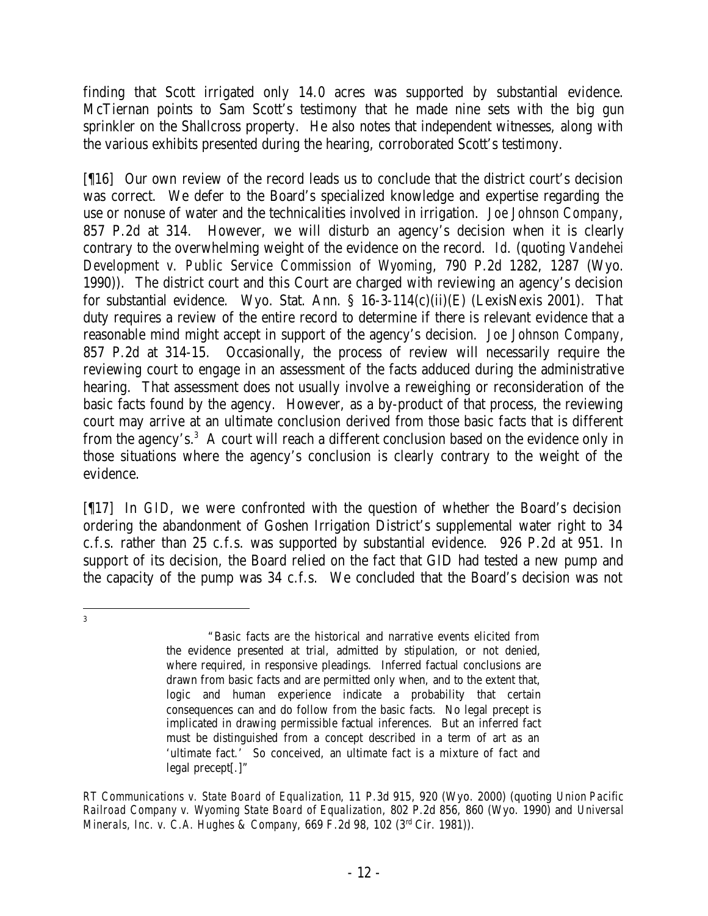finding that Scott irrigated only 14.0 acres was supported by substantial evidence. McTiernan points to Sam Scott's testimony that he made nine sets with the big gun sprinkler on the Shallcross property. He also notes that independent witnesses, along with the various exhibits presented during the hearing, corroborated Scott's testimony.

[¶16] Our own review of the record leads us to conclude that the district court's decision was correct. We defer to the Board's specialized knowledge and expertise regarding the use or nonuse of water and the technicalities involved in irrigation. *Joe Johnson Company*, 857 P.2d at 314. However, we will disturb an agency's decision when it is clearly contrary to the overwhelming weight of the evidence on the record. *Id.* (quoting *Vandehei Development v. Public Service Commission of Wyoming*, 790 P.2d 1282, 1287 (Wyo. 1990)). The district court and this Court are charged with reviewing an agency's decision for substantial evidence. Wyo. Stat. Ann. § 16-3-114(c)(ii)(E) (LexisNexis 2001). That duty requires a review of the entire record to determine if there is relevant evidence that a reasonable mind might accept in support of the agency's decision. *Joe Johnson Company*, 857 P.2d at 314-15. Occasionally, the process of review will necessarily require the reviewing court to engage in an assessment of the facts adduced during the administrative hearing. That assessment does not usually involve a reweighing or reconsideration of the basic facts found by the agency. However, as a by-product of that process, the reviewing court may arrive at an ultimate conclusion derived from those basic facts that is different from the agency's.[3] A court will reach a different conclusion based on the evidence only in those situations where the agency's conclusion is clearly contrary to the weight of the evidence.

[¶17] In GID, we were confronted with the question of whether the Board's decision ordering the abandonment of Goshen Irrigation District's supplemental water right to 34 c.f.s. rather than 25 c.f.s. was supported by substantial evidence. 926 P.2d at 951. In support of its decision, the Board relied on the fact that GID had tested a new pump and the capacity of the pump was 34 c.f.s. We concluded that the Board's decision was not

---

[3]

> "Basic facts are the historical and narrative events elicited from the evidence presented at trial, admitted by stipulation, or not denied, where required, in responsive pleadings. Inferred factual conclusions are drawn from basic facts and are permitted only when, and to the extent that, logic and human experience indicate a probability that certain consequences can and do follow from the basic facts. No legal precept is implicated in drawing permissible factual inferences. But an inferred fact must be distinguished from a concept described in a term of art as an 'ultimate fact.' So conceived, an ultimate fact is a mixture of fact and legal precept[.]"

*RT Communications v. State Board of Equalization*, 11 P.3d 915, 920 (Wyo. 2000) (quoting *Union Pacific Railroad Company v. Wyoming State Board of Equalization*, 802 P.2d 856, 860 (Wyo. 1990) and *Universal Minerals, Inc. v. C.A. Hughes & Company*, 669 F.2d 98, 102 (3rd Cir. 1981)).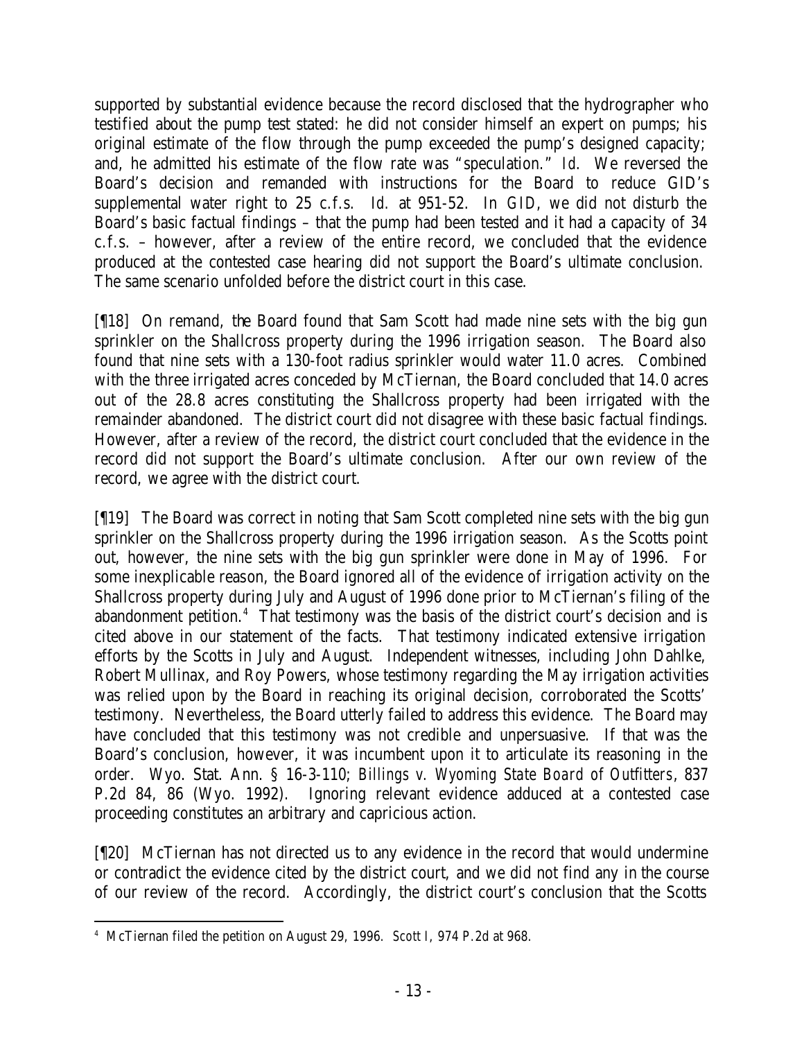supported by substantial evidence because the record disclosed that the hydrographer who testified about the pump test stated: he did not consider himself an expert on pumps; his original estimate of the flow through the pump exceeded the pump's designed capacity; and, he admitted his estimate of the flow rate was "speculation." *Id.* We reversed the Board's decision and remanded with instructions for the Board to reduce GID's supplemental water right to 25 c.f.s. *Id.* at 951-52. In *GID*, we did not disturb the Board's basic factual findings – that the pump had been tested and it had a capacity of 34 c.f.s. – however, after a review of the entire record, we concluded that the evidence produced at the contested case hearing did not support the Board's ultimate conclusion. The same scenario unfolded before the district court in this case.

[¶18] On remand, the Board found that Sam Scott had made nine sets with the big gun sprinkler on the Shallcross property during the 1996 irrigation season. The Board also found that nine sets with a 130-foot radius sprinkler would water 11.0 acres. Combined with the three irrigated acres conceded by McTiernan, the Board concluded that 14.0 acres out of the 28.8 acres constituting the Shallcross property had been irrigated with the remainder abandoned. The district court did not disagree with these basic factual findings. However, after a review of the record, the district court concluded that the evidence in the record did not support the Board's ultimate conclusion. After our own review of the record, we agree with the district court.

[¶19] The Board was correct in noting that Sam Scott completed nine sets with the big gun sprinkler on the Shallcross property during the 1996 irrigation season. As the Scotts point out, however, the nine sets with the big gun sprinkler were done in May of 1996. For some inexplicable reason, the Board ignored all of the evidence of irrigation activity on the Shallcross property during July and August of 1996 done prior to McTiernan's filing of the abandonment petition.[4] That testimony was the basis of the district court's decision and is cited above in our statement of the facts. That testimony indicated extensive irrigation efforts by the Scotts in July and August. Independent witnesses, including John Dahlke, Robert Mullinax, and Roy Powers, whose testimony regarding the May irrigation activities was relied upon by the Board in reaching its original decision, corroborated the Scotts' testimony. Nevertheless, the Board utterly failed to address this evidence. The Board may have concluded that this testimony was not credible and unpersuasive. If that was the Board's conclusion, however, it was incumbent upon it to articulate its reasoning in the order. Wyo. Stat. Ann. § 16-3-110; *Billings v. Wyoming State Board of Outfitters*, 837 P.2d 84, 86 (Wyo. 1992). Ignoring relevant evidence adduced at a contested case proceeding constitutes an arbitrary and capricious action.

[¶20] McTiernan has not directed us to any evidence in the record that would undermine or contradict the evidence cited by the district court, and we did not find any in the course of our review of the record. Accordingly, the district court's conclusion that the Scotts

---

[4] McTiernan filed the petition on August 29, 1996. *Scott I*, 974 P.2d at 968.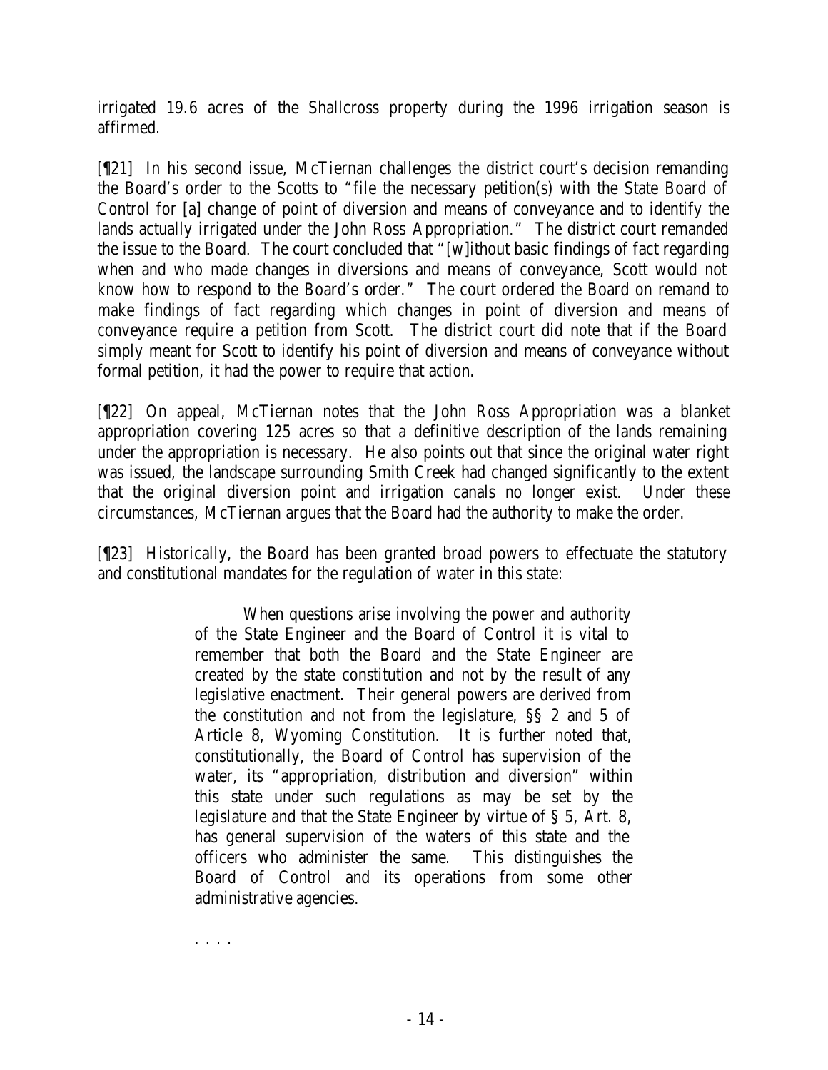irrigated 19.6 acres of the Shallcross property during the 1996 irrigation season is affirmed.

[¶21] In his second issue, McTiernan challenges the district court's decision remanding the Board's order to the Scotts to "file the necessary petition(s) with the State Board of Control for [a] change of point of diversion and means of conveyance and to identify the lands actually irrigated under the John Ross Appropriation." The district court remanded the issue to the Board. The court concluded that "[w]ithout basic findings of fact regarding when and who made changes in diversions and means of conveyance, Scott would not know how to respond to the Board's order." The court ordered the Board on remand to make findings of fact regarding which changes in point of diversion and means of conveyance require a petition from Scott. The district court did note that if the Board simply meant for Scott to identify his point of diversion and means of conveyance without formal petition, it had the power to require that action.

[¶22] On appeal, McTiernan notes that the John Ross Appropriation was a blanket appropriation covering 125 acres so that a definitive description of the lands remaining under the appropriation is necessary. He also points out that since the original water right was issued, the landscape surrounding Smith Creek had changed significantly to the extent that the original diversion point and irrigation canals no longer exist. Under these circumstances, McTiernan argues that the Board had the authority to make the order.

[¶23] Historically, the Board has been granted broad powers to effectuate the statutory and constitutional mandates for the regulation of water in this state:

> When questions arise involving the power and authority of the State Engineer and the Board of Control it is vital to remember that both the Board and the State Engineer are created by the state constitution and not by the result of any legislative enactment. Their general powers are derived from the constitution and not from the legislature, §§ 2 and 5 of Article 8, Wyoming Constitution. It is further noted that, constitutionally, the Board of Control has supervision of the water, its "appropriation, distribution and diversion" within this state under such regulations as may be set by the legislature and that the State Engineer by virtue of § 5, Art. 8, has general supervision of the waters of this state and the officers who administer the same. This distinguishes the Board of Control and its operations from some other administrative agencies.
>
> . . . .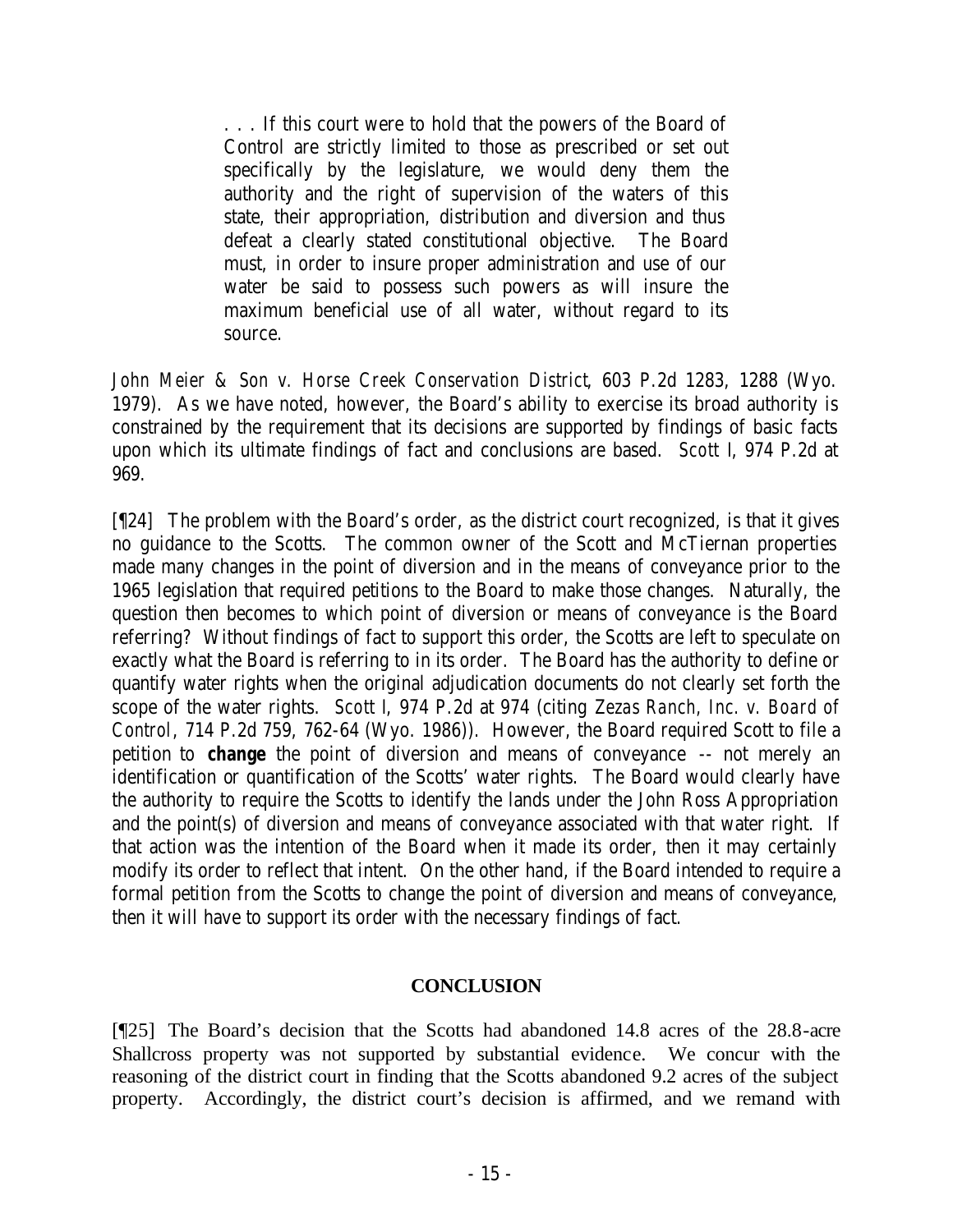> . . . If this court were to hold that the powers of the Board of Control are strictly limited to those as prescribed or set out specifically by the legislature, we would deny them the authority and the right of supervision of the waters of this state, their appropriation, distribution and diversion and thus defeat a clearly stated constitutional objective. The Board must, in order to insure proper administration and use of our water be said to possess such powers as will insure the maximum beneficial use of all water, without regard to its source.

*John Meier & Son v. Horse Creek Conservation District*, 603 P.2d 1283, 1288 (Wyo. 1979). As we have noted, however, the Board's ability to exercise its broad authority is constrained by the requirement that its decisions are supported by findings of basic facts upon which its ultimate findings of fact and conclusions are based. *Scott I*, 974 P.2d at 969.

[¶24] The problem with the Board's order, as the district court recognized, is that it gives no guidance to the Scotts. The common owner of the Scott and McTiernan properties made many changes in the point of diversion and in the means of conveyance prior to the 1965 legislation that required petitions to the Board to make those changes. Naturally, the question then becomes to which point of diversion or means of conveyance is the Board referring? Without findings of fact to support this order, the Scotts are left to speculate on exactly what the Board is referring to in its order. The Board has the authority to define or quantify water rights when the original adjudication documents do not clearly set forth the scope of the water rights. *Scott I*, 974 P.2d at 974 (citing *Zezas Ranch, Inc. v. Board of Control*, 714 P.2d 759, 762-64 (Wyo. 1986)). However, the Board required Scott to file a petition to ***change*** the point of diversion and means of conveyance -- not merely an identification or quantification of the Scotts' water rights. The Board would clearly have the authority to require the Scotts to identify the lands under the John Ross Appropriation and the point(s) of diversion and means of conveyance associated with that water right. If that action was the intention of the Board when it made its order, then it may certainly modify its order to reflect that intent. On the other hand, if the Board intended to require a formal petition from the Scotts to change the point of diversion and means of conveyance, then it will have to support its order with the necessary findings of fact.

## CONCLUSION

[¶25] The Board's decision that the Scotts had abandoned 14.8 acres of the 28.8-acre Shallcross property was not supported by substantial evidence. We concur with the reasoning of the district court in finding that the Scotts abandoned 9.2 acres of the subject property. Accordingly, the district court's decision is affirmed, and we remand with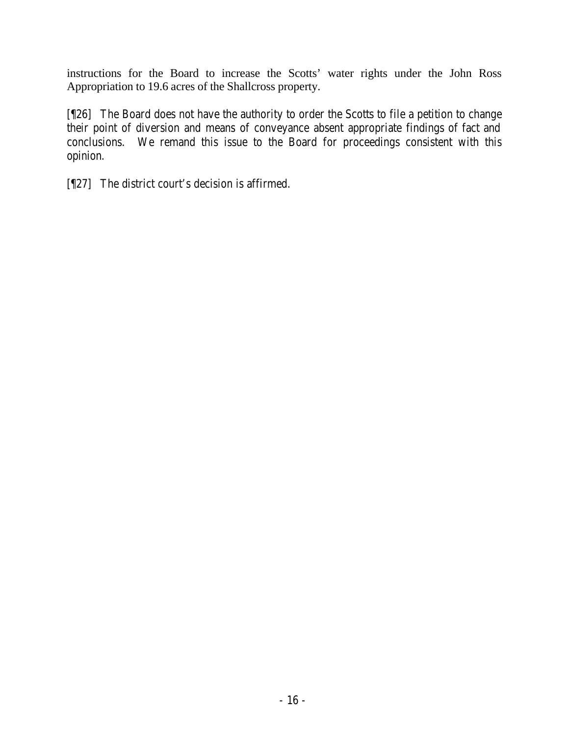instructions for the Board to increase the Scotts' water rights under the John Ross Appropriation to 19.6 acres of the Shallcross property.

[¶26] The Board does not have the authority to order the Scotts to file a petition to change their point of diversion and means of conveyance absent appropriate findings of fact and conclusions. We remand this issue to the Board for proceedings consistent with this opinion.

[¶27] The district court's decision is affirmed.